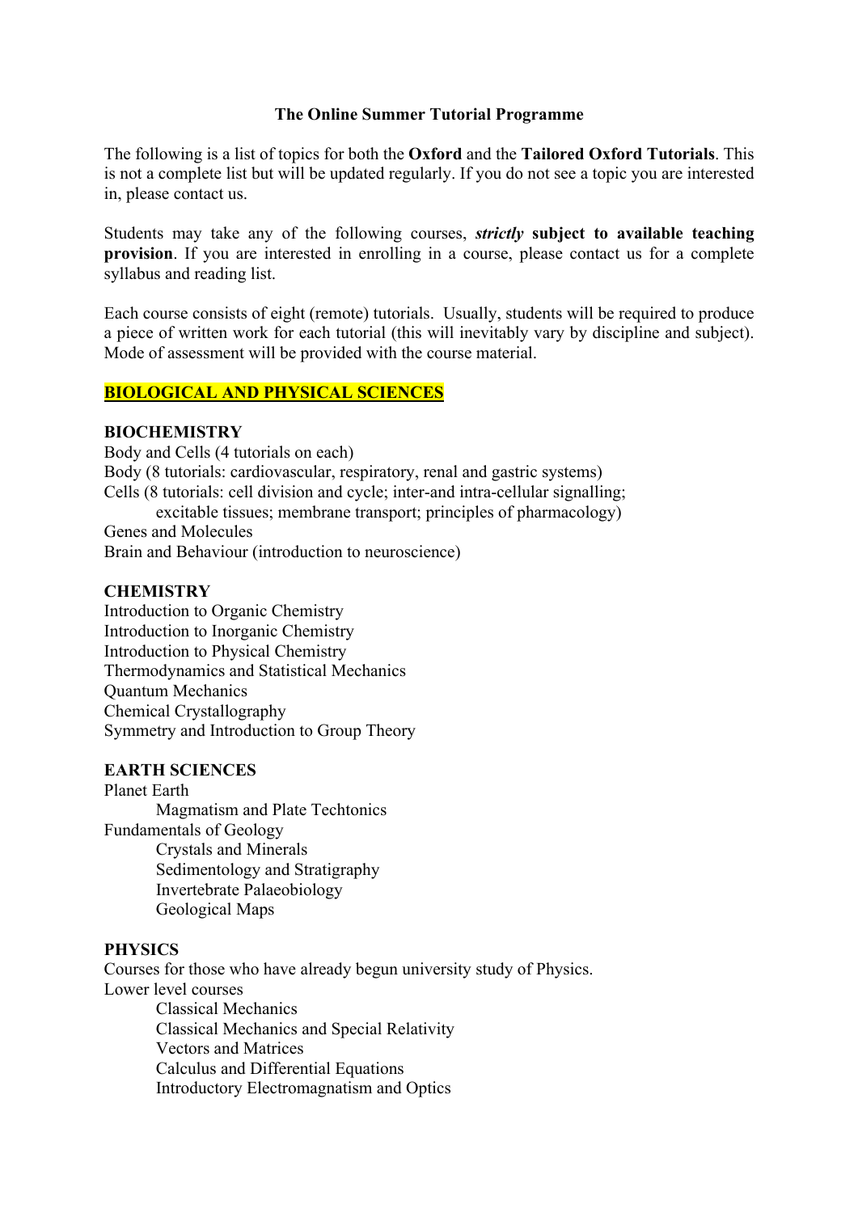# The Online Summer Tutorial Programme

The following is a list of topics for both the **Oxford** and the **Tailored Oxford Tutorials**. This is not a complete list but will be updated regularly. If you do not see a topic you are interested in, please contact us.

Students may take any of the following courses, ***strictly* subject to available teaching provision**. If you are interested in enrolling in a course, please contact us for a complete syllabus and reading list.

Each course consists of eight (remote) tutorials. Usually, students will be required to produce a piece of written work for each tutorial (this will inevitably vary by discipline and subject). Mode of assessment will be provided with the course material.

## BIOLOGICAL AND PHYSICAL SCIENCES

### BIOCHEMISTRY

Body and Cells (4 tutorials on each)
Body (8 tutorials: cardiovascular, respiratory, renal and gastric systems)
Cells (8 tutorials: cell division and cycle; inter-and intra-cellular signalling;
  excitable tissues; membrane transport; principles of pharmacology)
Genes and Molecules
Brain and Behaviour (introduction to neuroscience)

### CHEMISTRY

Introduction to Organic Chemistry
Introduction to Inorganic Chemistry
Introduction to Physical Chemistry
Thermodynamics and Statistical Mechanics
Quantum Mechanics
Chemical Crystallography
Symmetry and Introduction to Group Theory

### EARTH SCIENCES

Planet Earth
- Magmatism and Plate Techtonics

Fundamentals of Geology
- Crystals and Minerals
- Sedimentology and Stratigraphy
- Invertebrate Palaeobiology
- Geological Maps

### PHYSICS

Courses for those who have already begun university study of Physics.

Lower level courses
- Classical Mechanics
- Classical Mechanics and Special Relativity
- Vectors and Matrices
- Calculus and Differential Equations
- Introductory Electromagnatism and Optics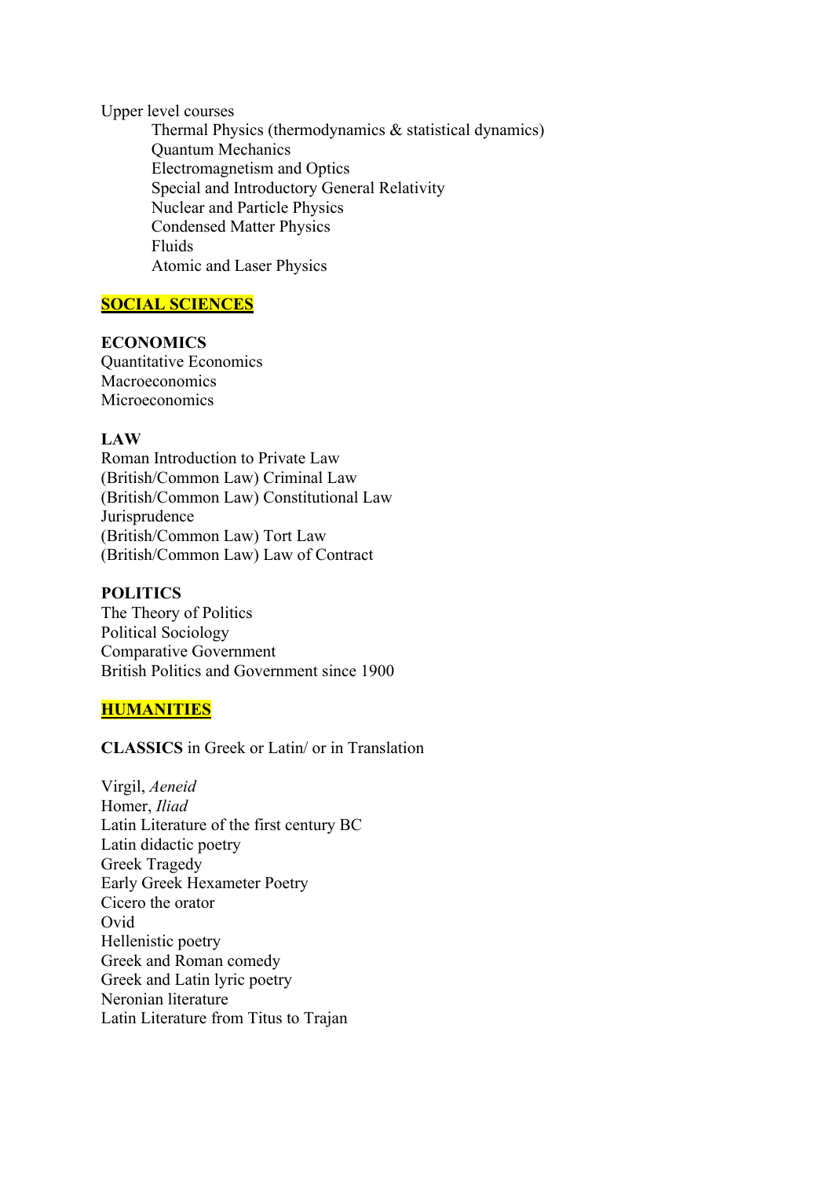Upper level courses

- Thermal Physics (thermodynamics & statistical dynamics)
- Quantum Mechanics
- Electromagnetism and Optics
- Special and Introductory General Relativity
- Nuclear and Particle Physics
- Condensed Matter Physics
- Fluids
- Atomic and Laser Physics

## SOCIAL SCIENCES

### ECONOMICS

Quantitative Economics
Macroeconomics
Microeconomics

### LAW

Roman Introduction to Private Law
(British/Common Law) Criminal Law
(British/Common Law) Constitutional Law
Jurisprudence
(British/Common Law) Tort Law
(British/Common Law) Law of Contract

### POLITICS

The Theory of Politics
Political Sociology
Comparative Government
British Politics and Government since 1900

## HUMANITIES

**CLASSICS** in Greek or Latin/ or in Translation

Virgil, *Aeneid*
Homer, *Iliad*
Latin Literature of the first century BC
Latin didactic poetry
Greek Tragedy
Early Greek Hexameter Poetry
Cicero the orator
Ovid
Hellenistic poetry
Greek and Roman comedy
Greek and Latin lyric poetry
Neronian literature
Latin Literature from Titus to Trajan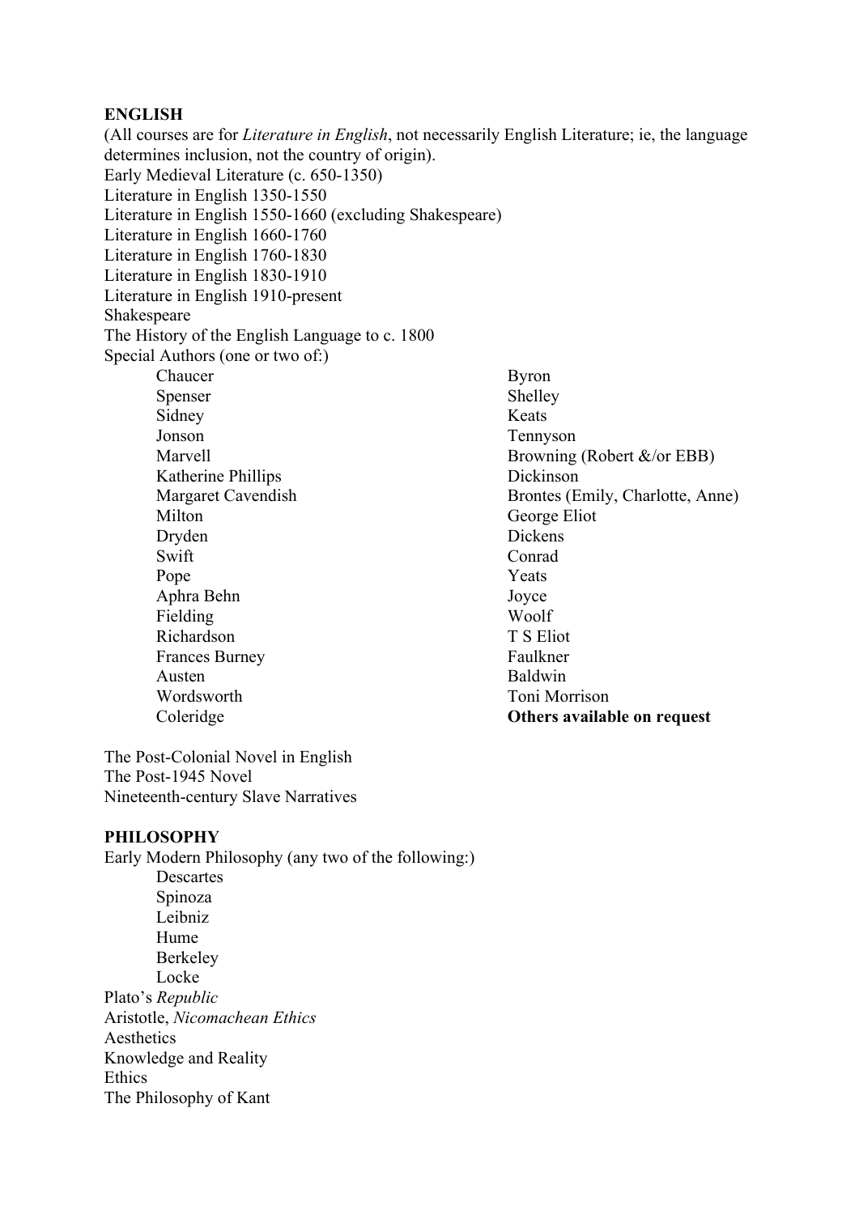**ENGLISH**

(All courses are for *Literature in English*, not necessarily English Literature; ie, the language determines inclusion, not the country of origin).

Early Medieval Literature (c. 650-1350)
Literature in English 1350-1550
Literature in English 1550-1660 (excluding Shakespeare)
Literature in English 1660-1760
Literature in English 1760-1830
Literature in English 1830-1910
Literature in English 1910-present
Shakespeare
The History of the English Language to c. 1800
Special Authors (one or two of:)

- Chaucer
- Spenser
- Sidney
- Jonson
- Marvell
- Katherine Phillips
- Margaret Cavendish
- Milton
- Dryden
- Swift
- Pope
- Aphra Behn
- Fielding
- Richardson
- Frances Burney
- Austen
- Wordsworth
- Coleridge
- Byron
- Shelley
- Keats
- Tennyson
- Browning (Robert &/or EBB)
- Dickinson
- Brontes (Emily, Charlotte, Anne)
- George Eliot
- Dickens
- Conrad
- Yeats
- Joyce
- Woolf
- T S Eliot
- Faulkner
- Baldwin
- Toni Morrison
- **Others available on request**

The Post-Colonial Novel in English
The Post-1945 Novel
Nineteenth-century Slave Narratives

**PHILOSOPHY**

Early Modern Philosophy (any two of the following:)

- Descartes
- Spinoza
- Leibniz
- Hume
- Berkeley
- Locke

Plato's *Republic*
Aristotle, *Nicomachean Ethics*
Aesthetics
Knowledge and Reality
Ethics
The Philosophy of Kant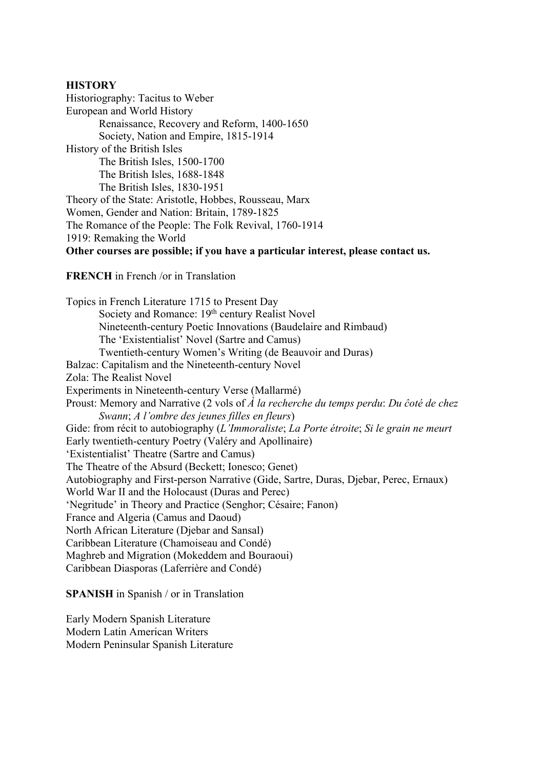**HISTORY**

Historiography: Tacitus to Weber

European and World History

- Renaissance, Recovery and Reform, 1400-1650
- Society, Nation and Empire, 1815-1914

History of the British Isles

- The British Isles, 1500-1700
- The British Isles, 1688-1848
- The British Isles, 1830-1951

Theory of the State: Aristotle, Hobbes, Rousseau, Marx

Women, Gender and Nation: Britain, 1789-1825

The Romance of the People: The Folk Revival, 1760-1914

1919: Remaking the World

**Other courses are possible; if you have a particular interest, please contact us.**

**FRENCH** in French /or in Translation

Topics in French Literature 1715 to Present Day

- Society and Romance: 19th century Realist Novel
- Nineteenth-century Poetic Innovations (Baudelaire and Rimbaud)
- The 'Existentialist' Novel (Sartre and Camus)
- Twentieth-century Women's Writing (de Beauvoir and Duras)

Balzac: Capitalism and the Nineteenth-century Novel

Zola: The Realist Novel

Experiments in Nineteenth-century Verse (Mallarmé)

Proust: Memory and Narrative (2 vols of *À la recherche du temps perdu*: *Du côté de chez Swann*; *A l'ombre des jeunes filles en fleurs*)

Gide: from récit to autobiography (*L'Immoraliste*; *La Porte étroite*; *Si le grain ne meurt*

Early twentieth-century Poetry (Valéry and Apollinaire)

'Existentialist' Theatre (Sartre and Camus)

The Theatre of the Absurd (Beckett; Ionesco; Genet)

Autobiography and First-person Narrative (Gide, Sartre, Duras, Djebar, Perec, Ernaux)

World War II and the Holocaust (Duras and Perec)

'Negritude' in Theory and Practice (Senghor; Césaire; Fanon)

France and Algeria (Camus and Daoud)

North African Literature (Djebar and Sansal)

Caribbean Literature (Chamoiseau and Condé)

Maghreb and Migration (Mokeddem and Bouraoui)

Caribbean Diasporas (Laferrière and Condé)

**SPANISH** in Spanish / or in Translation

Early Modern Spanish Literature

Modern Latin American Writers

Modern Peninsular Spanish Literature